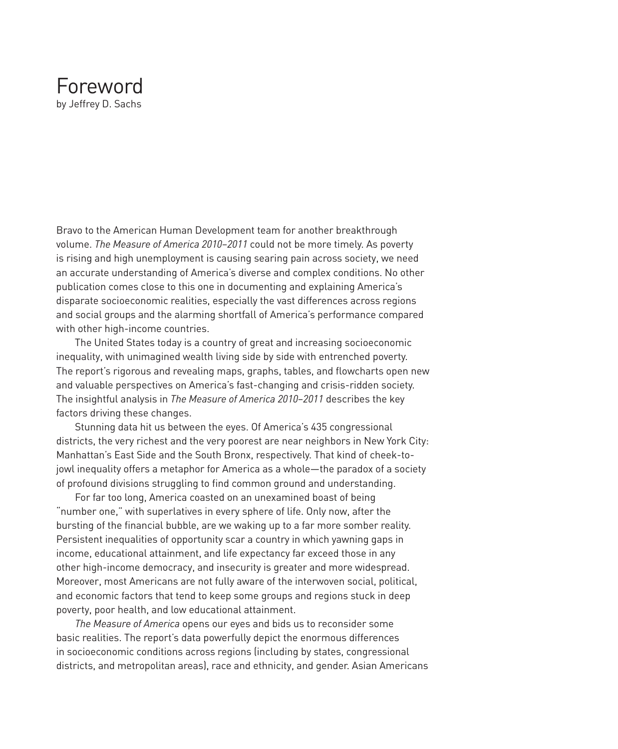# Foreword

by Jeffrey D. Sachs

Bravo to the American Human Development team for another breakthrough volume. *The Measure of America 2010–2011* could not be more timely. As poverty is rising and high unemployment is causing searing pain across society, we need an accurate understanding of America's diverse and complex conditions. No other publication comes close to this one in documenting and explaining America's disparate socioeconomic realities, especially the vast differences across regions and social groups and the alarming shortfall of America's performance compared with other high-income countries.

The United States today is a country of great and increasing socioeconomic inequality, with unimagined wealth living side by side with entrenched poverty. The report's rigorous and revealing maps, graphs, tables, and flowcharts open new and valuable perspectives on America's fast-changing and crisis-ridden society. The insightful analysis in *The Measure of America 2010–2011* describes the key factors driving these changes.

Stunning data hit us between the eyes. Of America's 435 congressional districts, the very richest and the very poorest are near neighbors in New York City: Manhattan's East Side and the South Bronx, respectively. That kind of cheek-to-jowl inequality offers a metaphor for America as a whole—the paradox of a society of profound divisions struggling to find common ground and understanding.

For far too long, America coasted on an unexamined boast of being "number one," with superlatives in every sphere of life. Only now, after the bursting of the financial bubble, are we waking up to a far more somber reality. Persistent inequalities of opportunity scar a country in which yawning gaps in income, educational attainment, and life expectancy far exceed those in any other high-income democracy, and insecurity is greater and more widespread. Moreover, most Americans are not fully aware of the interwoven social, political, and economic factors that tend to keep some groups and regions stuck in deep poverty, poor health, and low educational attainment.

*The Measure of America* opens our eyes and bids us to reconsider some basic realities. The report's data powerfully depict the enormous differences in socioeconomic conditions across regions (including by states, congressional districts, and metropolitan areas), race and ethnicity, and gender. Asian Americans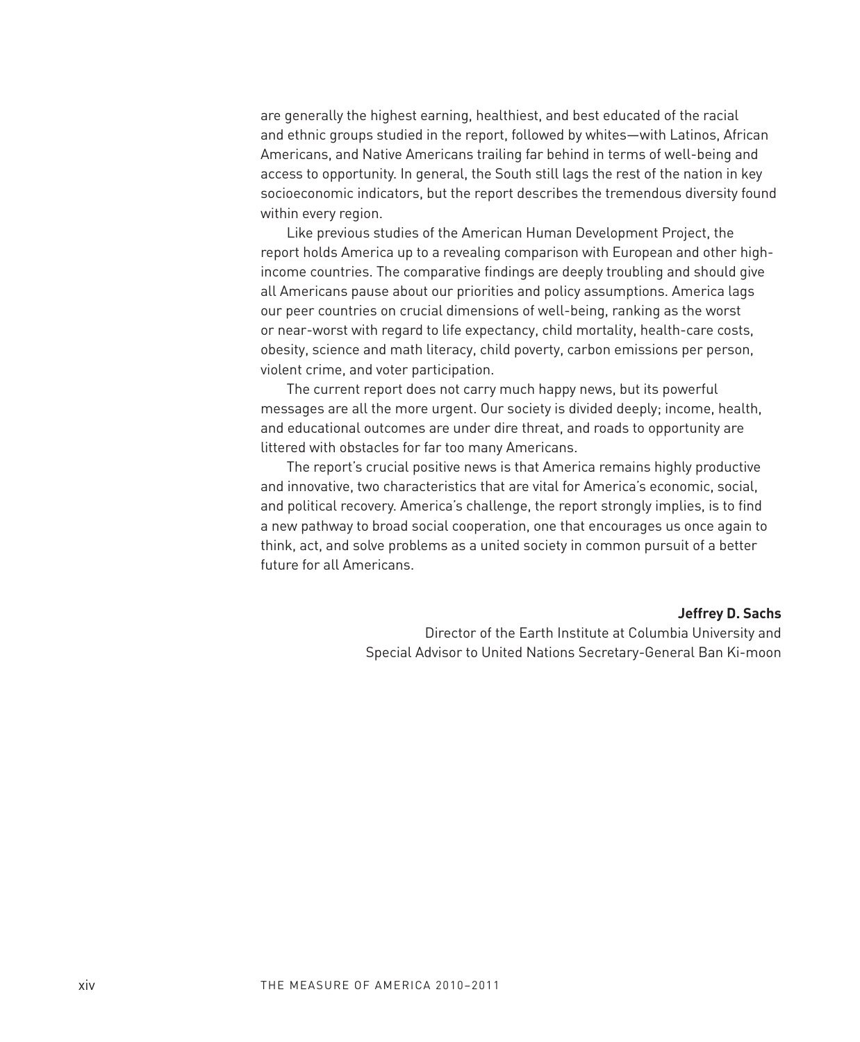are generally the highest earning, healthiest, and best educated of the racial and ethnic groups studied in the report, followed by whites—with Latinos, African Americans, and Native Americans trailing far behind in terms of well-being and access to opportunity. In general, the South still lags the rest of the nation in key socioeconomic indicators, but the report describes the tremendous diversity found within every region.

Like previous studies of the American Human Development Project, the report holds America up to a revealing comparison with European and other high-income countries. The comparative findings are deeply troubling and should give all Americans pause about our priorities and policy assumptions. America lags our peer countries on crucial dimensions of well-being, ranking as the worst or near-worst with regard to life expectancy, child mortality, health-care costs, obesity, science and math literacy, child poverty, carbon emissions per person, violent crime, and voter participation.

The current report does not carry much happy news, but its powerful messages are all the more urgent. Our society is divided deeply; income, health, and educational outcomes are under dire threat, and roads to opportunity are littered with obstacles for far too many Americans.

The report's crucial positive news is that America remains highly productive and innovative, two characteristics that are vital for America's economic, social, and political recovery. America's challenge, the report strongly implies, is to find a new pathway to broad social cooperation, one that encourages us once again to think, act, and solve problems as a united society in common pursuit of a better future for all Americans.

**Jeffrey D. Sachs**

Director of the Earth Institute at Columbia University and
Special Advisor to United Nations Secretary-General Ban Ki-moon